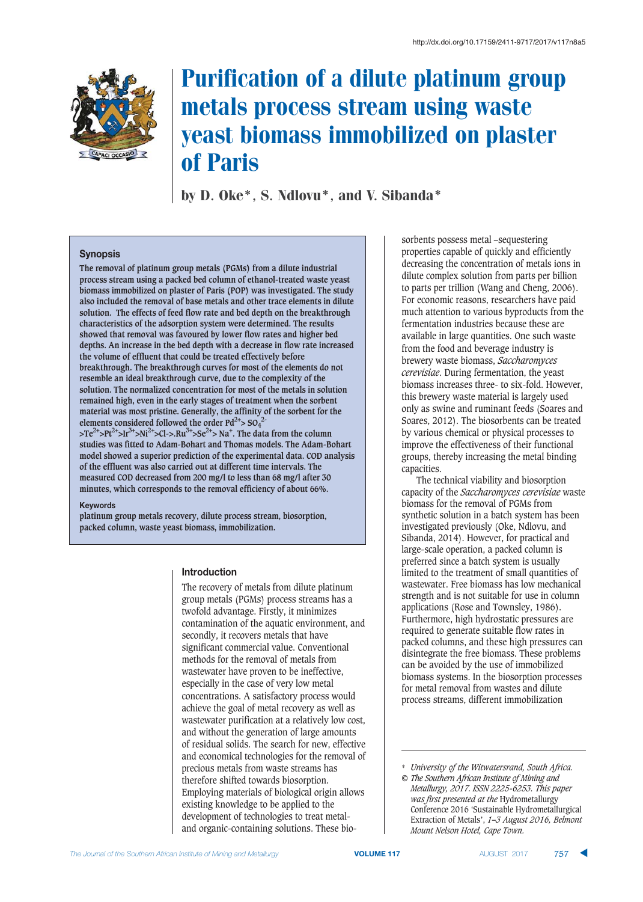http://dx.doi.org/10.17159/2411-9717/2017/v117n8a5

# Purification of a dilute platinum group metals process stream using waste yeast biomass immobilized on plaster of Paris

by D. Oke*, S. Ndlovu*, and V. Sibanda*

## Synopsis

The removal of platinum group metals (PGMs) from a dilute industrial process stream using a packed bed column of ethanol-treated waste yeast biomass immobilized on plaster of Paris (POP) was investigated. The study also included the removal of base metals and other trace elements in dilute solution. The effects of feed flow rate and bed depth on the breakthrough characteristics of the adsorption system were determined. The results showed that removal was favoured by lower flow rates and higher bed depths. An increase in the bed depth with a decrease in flow rate increased the volume of effluent that could be treated effectively before breakthrough. The breakthrough curves for most of the elements do not resemble an ideal breakthrough curve, due to the complexity of the solution. The normalized concentration for most of the elements in solution remained high, even in the early stages of treatment when the sorbent material was most pristine. Generally, the affinity of the sorbent for the elements considered followed the order $Pd^{2+} > SO_4^{2-} > Te^{2+} > Pt^{2+} > Ir^{3+} > Ni^{2+} > Cl^- > Ru^{3+} > Se^{2+} > Na^+$. The data from the column studies was fitted to Adam-Bohart and Thomas models. The Adam-Bohart model showed a superior prediction of the experimental data. COD analysis of the effluent was also carried out at different time intervals. The measured COD decreased from 200 mg/l to less than 68 mg/l after 30 minutes, which corresponds to the removal efficiency of about 66%.

**Keywords**

platinum group metals recovery, dilute process stream, biosorption, packed column, waste yeast biomass, immobilization.

## Introduction

The recovery of metals from dilute platinum group metals (PGMs) process streams has a twofold advantage. Firstly, it minimizes contamination of the aquatic environment, and secondly, it recovers metals that have significant commercial value. Conventional methods for the removal of metals from wastewater have proven to be ineffective, especially in the case of very low metal concentrations. A satisfactory process would achieve the goal of metal recovery as well as wastewater purification at a relatively low cost, and without the generation of large amounts of residual solids. The search for new, effective and economical technologies for the removal of precious metals from waste streams has therefore shifted towards biosorption. Employing materials of biological origin allows existing knowledge to be applied to the development of technologies to treat metal- and organic-containing solutions. These biosorbents possess metal –sequestering properties capable of quickly and efficiently decreasing the concentration of metals ions in dilute complex solution from parts per billion to parts per trillion (Wang and Cheng, 2006). For economic reasons, researchers have paid much attention to various byproducts from the fermentation industries because these are available in large quantities. One such waste from the food and beverage industry is brewery waste biomass, *Saccharomyces cerevisiae*. During fermentation, the yeast biomass increases three- to six-fold. However, this brewery waste material is largely used only as swine and ruminant feeds (Soares and Soares, 2012). The biosorbents can be treated by various chemical or physical processes to improve the effectiveness of their functional groups, thereby increasing the metal binding capacities.

The technical viability and biosorption capacity of the *Saccharomyces cerevisiae* waste biomass for the removal of PGMs from synthetic solution in a batch system has been investigated previously (Oke, Ndlovu, and Sibanda, 2014). However, for practical and large-scale operation, a packed column is usually preferred since a batch system is usually limited to the treatment of small quantities of wastewater. Free biomass has low mechanical strength and is not suitable for use in column applications (Rose and Townsley, 1986). Furthermore, high hydrostatic pressures are required to generate suitable flow rates in packed columns, and these high pressures can disintegrate the free biomass. These problems can be avoided by the use of immobilized biomass systems. In the biosorption processes for metal removal from wastes and dilute process streams, different immobilization

\* *University of the Witwatersrand, South Africa.*
© *The Southern African Institute of Mining and Metallurgy, 2017. ISSN 2225-6253. This paper was first presented at the* Hydrometallurgy Conference 2016 'Sustainable Hydrometallurgical Extraction of Metals', *1–3 August 2016, Belmont Mount Nelson Hotel, Cape Town.*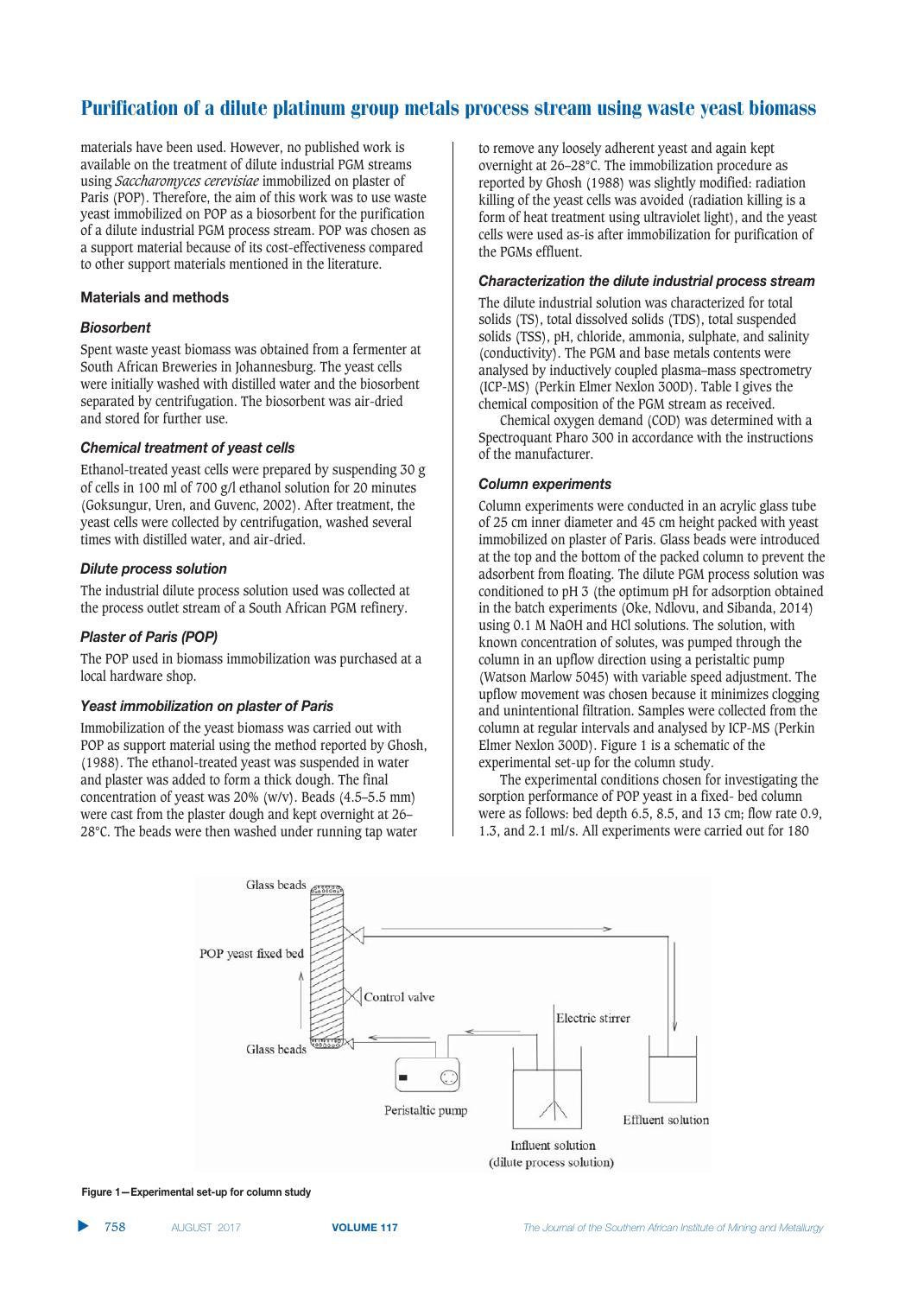materials have been used. However, no published work is available on the treatment of dilute industrial PGM streams using *Saccharomyces cerevisiae* immobilized on plaster of Paris (POP). Therefore, the aim of this work was to use waste yeast immobilized on POP as a biosorbent for the purification of a dilute industrial PGM process stream. POP was chosen as a support material because of its cost-effectiveness compared to other support materials mentioned in the literature.

## Materials and methods

### *Biosorbent*

Spent waste yeast biomass was obtained from a fermenter at South African Breweries in Johannesburg. The yeast cells were initially washed with distilled water and the biosorbent separated by centrifugation. The biosorbent was air-dried and stored for further use.

### *Chemical treatment of yeast cells*

Ethanol-treated yeast cells were prepared by suspending 30 g of cells in 100 ml of 700 g/l ethanol solution for 20 minutes (Goksungur, Uren, and Guvenc, 2002). After treatment, the yeast cells were collected by centrifugation, washed several times with distilled water, and air-dried.

### *Dilute process solution*

The industrial dilute process solution used was collected at the process outlet stream of a South African PGM refinery.

### *Plaster of Paris (POP)*

The POP used in biomass immobilization was purchased at a local hardware shop.

### *Yeast immobilization on plaster of Paris*

Immobilization of the yeast biomass was carried out with POP as support material using the method reported by Ghosh, (1988). The ethanol-treated yeast was suspended in water and plaster was added to form a thick dough. The final concentration of yeast was 20% (w/v). Beads (4.5–5.5 mm) were cast from the plaster dough and kept overnight at 26–28°C. The beads were then washed under running tap water to remove any loosely adherent yeast and again kept overnight at 26–28°C. The immobilization procedure as reported by Ghosh (1988) was slightly modified: radiation killing of the yeast cells was avoided (radiation killing is a form of heat treatment using ultraviolet light), and the yeast cells were used as-is after immobilization for purification of the PGMs effluent.

### *Characterization the dilute industrial process stream*

The dilute industrial solution was characterized for total solids (TS), total dissolved solids (TDS), total suspended solids (TSS), pH, chloride, ammonia, sulphate, and salinity (conductivity). The PGM and base metals contents were analysed by inductively coupled plasma–mass spectrometry (ICP-MS) (Perkin Elmer Nexlon 300D). Table I gives the chemical composition of the PGM stream as received.

Chemical oxygen demand (COD) was determined with a Spectroquant Pharo 300 in accordance with the instructions of the manufacturer.

### *Column experiments*

Column experiments were conducted in an acrylic glass tube of 25 cm inner diameter and 45 cm height packed with yeast immobilized on plaster of Paris. Glass beads were introduced at the top and the bottom of the packed column to prevent the adsorbent from floating. The dilute PGM process solution was conditioned to pH 3 (the optimum pH for adsorption obtained in the batch experiments (Oke, Ndlovu, and Sibanda, 2014) using 0.1 M NaOH and HCl solutions. The solution, with known concentration of solutes, was pumped through the column in an upflow direction using a peristaltic pump (Watson Marlow 5045) with variable speed adjustment. The upflow movement was chosen because it minimizes clogging and unintentional filtration. Samples were collected from the column at regular intervals and analysed by ICP-MS (Perkin Elmer Nexlon 300D). Figure 1 is a schematic of the experimental set-up for the column study.

The experimental conditions chosen for investigating the sorption performance of POP yeast in a fixed- bed column were as follows: bed depth 6.5, 8.5, and 13 cm; flow rate 0.9, 1.3, and 2.1 ml/s. All experiments were carried out for 180

Figure 1—Experimental set-up for column study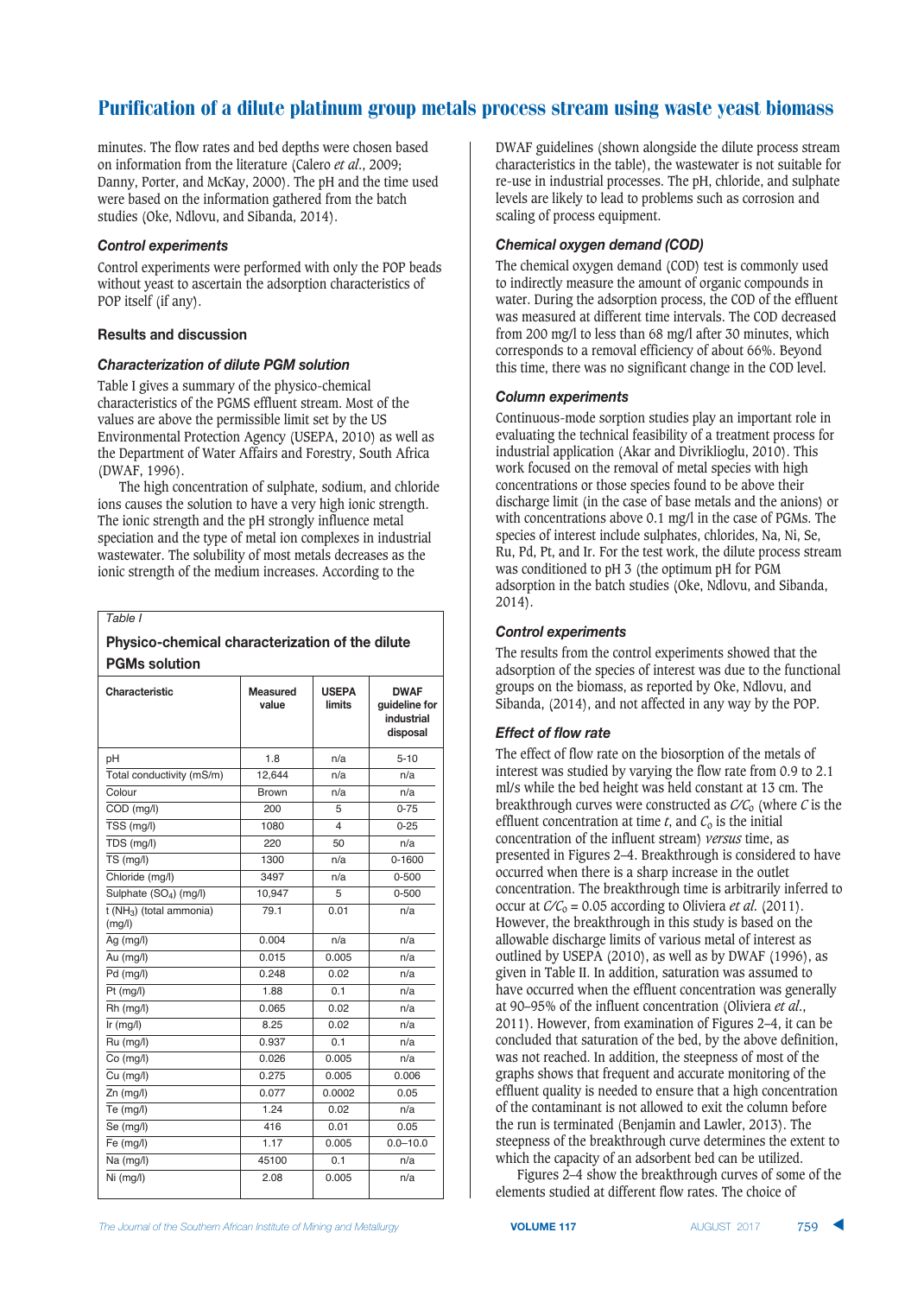minutes. The flow rates and bed depths were chosen based on information from the literature (Calero *et al*., 2009; Danny, Porter, and McKay, 2000). The pH and the time used were based on the information gathered from the batch studies (Oke, Ndlovu, and Sibanda, 2014).

### *Control experiments*

Control experiments were performed with only the POP beads without yeast to ascertain the adsorption characteristics of POP itself (if any).

## Results and discussion

### *Characterization of dilute PGM solution*

Table I gives a summary of the physico-chemical characteristics of the PGMS effluent stream. Most of the values are above the permissible limit set by the US Environmental Protection Agency (USEPA, 2010) as well as the Department of Water Affairs and Forestry, South Africa (DWAF, 1996).

The high concentration of sulphate, sodium, and chloride ions causes the solution to have a very high ionic strength. The ionic strength and the pH strongly influence metal speciation and the type of metal ion complexes in industrial wastewater. The solubility of most metals decreases as the ionic strength of the medium increases. According to the DWAF guidelines (shown alongside the dilute process stream characteristics in the table), the wastewater is not suitable for re-use in industrial processes. The pH, chloride, and sulphate levels are likely to lead to problems such as corrosion and scaling of process equipment.

*Table I*

**Physico-chemical characterization of the dilute PGMs solution**

| Characteristic | Measured value | USEPA limits | DWAF guideline for industrial disposal |
|---|---|---|---|
| pH | 1.8 | n/a | 5-10 |
| Total conductivity (mS/m) | 12,644 | n/a | n/a |
| Colour | Brown | n/a | n/a |
| COD (mg/l) | 200 | 5 | 0-75 |
| TSS (mg/l) | 1080 | 4 | 0-25 |
| TDS (mg/l) | 220 | 50 | n/a |
| TS (mg/l) | 1300 | n/a | 0-1600 |
| Chloride (mg/l) | 3497 | n/a | 0-500 |
| Sulphate ($SO_4$) (mg/l) | 10,947 | 5 | 0-500 |
| t ($NH_3$) (total ammonia) (mg/l) | 79.1 | 0.01 | n/a |
| Ag (mg/l) | 0.004 | n/a | n/a |
| Au (mg/l) | 0.015 | 0.005 | n/a |
| Pd (mg/l) | 0.248 | 0.02 | n/a |
| Pt (mg/l) | 1.88 | 0.1 | n/a |
| Rh (mg/l) | 0.065 | 0.02 | n/a |
| Ir (mg/l) | 8.25 | 0.02 | n/a |
| Ru (mg/l) | 0.937 | 0.1 | n/a |
| Co (mg/l) | 0.026 | 0.005 | n/a |
| Cu (mg/l) | 0.275 | 0.005 | 0.006 |
| Zn (mg/l) | 0.077 | 0.0002 | 0.05 |
| Te (mg/l) | 1.24 | 0.02 | n/a |
| Se (mg/l) | 416 | 0.01 | 0.05 |
| Fe (mg/l) | 1.17 | 0.005 | 0.0–10.0 |
| Na (mg/l) | 45100 | 0.1 | n/a |
| Ni (mg/l) | 2.08 | 0.005 | n/a |

### *Chemical oxygen demand (COD)*

The chemical oxygen demand (COD) test is commonly used to indirectly measure the amount of organic compounds in water. During the adsorption process, the COD of the effluent was measured at different time intervals. The COD decreased from 200 mg/l to less than 68 mg/l after 30 minutes, which corresponds to a removal efficiency of about 66%. Beyond this time, there was no significant change in the COD level.

### *Column experiments*

Continuous-mode sorption studies play an important role in evaluating the technical feasibility of a treatment process for industrial application (Akar and Divriklioglu, 2010). This work focused on the removal of metal species with high concentrations or those species found to be above their discharge limit (in the case of base metals and the anions) or with concentrations above 0.1 mg/l in the case of PGMs. The species of interest include sulphates, chlorides, Na, Ni, Se, Ru, Pd, Pt, and Ir. For the test work, the dilute process stream was conditioned to pH 3 (the optimum pH for PGM adsorption in the batch studies (Oke, Ndlovu, and Sibanda, 2014).

### *Control experiments*

The results from the control experiments showed that the adsorption of the species of interest was due to the functional groups on the biomass, as reported by Oke, Ndlovu, and Sibanda, (2014), and not affected in any way by the POP.

### *Effect of flow rate*

The effect of flow rate on the biosorption of the metals of interest was studied by varying the flow rate from 0.9 to 2.1 ml/s while the bed height was held constant at 13 cm. The breakthrough curves were constructed as $C/C_0$ (where $C$ is the effluent concentration at time $t$, and $C_0$ is the initial concentration of the influent stream) *versus* time, as presented in Figures 2–4. Breakthrough is considered to have occurred when there is a sharp increase in the outlet concentration. The breakthrough time is arbitrarily inferred to occur at $C/C_0 = 0.05$ according to Oliviera *et al*. (2011). However, the breakthrough in this study is based on the allowable discharge limits of various metal of interest as outlined by USEPA (2010), as well as by DWAF (1996), as given in Table II. In addition, saturation was assumed to have occurred when the effluent concentration was generally at 90–95% of the influent concentration (Oliviera *et al*., 2011). However, from examination of Figures 2–4, it can be concluded that saturation of the bed, by the above definition, was not reached. In addition, the steepness of most of the graphs shows that frequent and accurate monitoring of the effluent quality is needed to ensure that a high concentration of the contaminant is not allowed to exit the column before the run is terminated (Benjamin and Lawler, 2013). The steepness of the breakthrough curve determines the extent to which the capacity of an adsorbent bed can be utilized.

Figures 2–4 show the breakthrough curves of some of the elements studied at different flow rates. The choice of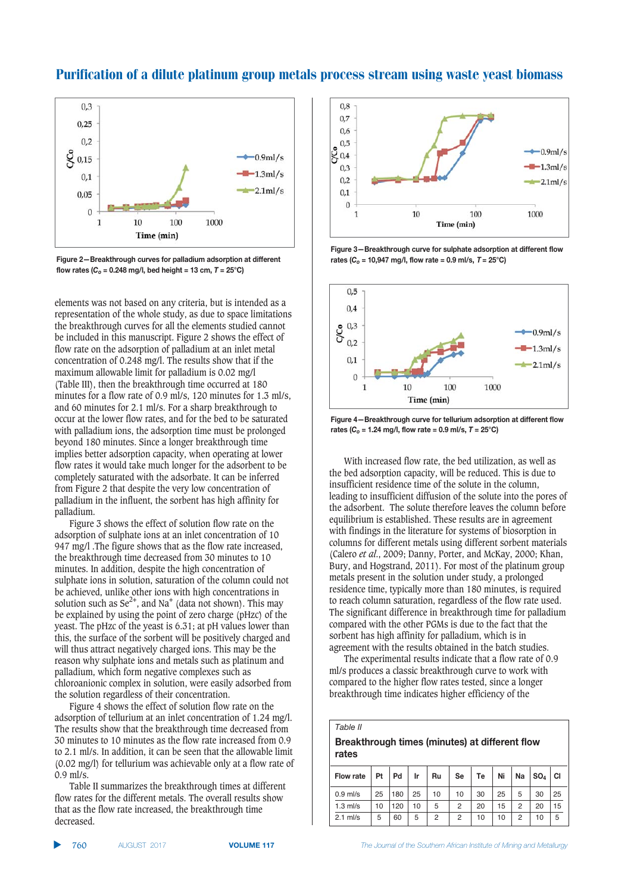Figure 2—Breakthrough curves for palladium adsorption at different flow rates ($C_o$ = 0.248 mg/l, bed height = 13 cm, $T$ = 25°C)

elements was not based on any criteria, but is intended as a representation of the whole study, as due to space limitations the breakthrough curves for all the elements studied cannot be included in this manuscript. Figure 2 shows the effect of flow rate on the adsorption of palladium at an inlet metal concentration of 0.248 mg/l. The results show that if the maximum allowable limit for palladium is 0.02 mg/l (Table III), then the breakthrough time occurred at 180 minutes for a flow rate of 0.9 ml/s, 120 minutes for 1.3 ml/s, and 60 minutes for 2.1 ml/s. For a sharp breakthrough to occur at the lower flow rates, and for the bed to be saturated with palladium ions, the adsorption time must be prolonged beyond 180 minutes. Since a longer breakthrough time implies better adsorption capacity, when operating at lower flow rates it would take much longer for the adsorbent to be completely saturated with the adsorbate. It can be inferred from Figure 2 that despite the very low concentration of palladium in the influent, the sorbent has high affinity for palladium.

Figure 3 shows the effect of solution flow rate on the adsorption of sulphate ions at an inlet concentration of 10 947 mg/l .The figure shows that as the flow rate increased, the breakthrough time decreased from 30 minutes to 10 minutes. In addition, despite the high concentration of sulphate ions in solution, saturation of the column could not be achieved, unlike other ions with high concentrations in solution such as $Se^{2+}$, and $Na^{+}$ (data not shown). This may be explained by using the point of zero charge (pHzc) of the yeast. The pHzc of the yeast is 6.31; at pH values lower than this, the surface of the sorbent will be positively charged and will thus attract negatively charged ions. This may be the reason why sulphate ions and metals such as platinum and palladium, which form negative complexes such as chloroanionic complex in solution, were easily adsorbed from the solution regardless of their concentration.

Figure 4 shows the effect of solution flow rate on the adsorption of tellurium at an inlet concentration of 1.24 mg/l. The results show that the breakthrough time decreased from 30 minutes to 10 minutes as the flow rate increased from 0.9 to 2.1 ml/s. In addition, it can be seen that the allowable limit (0.02 mg/l) for tellurium was achievable only at a flow rate of 0.9 ml/s.

Table II summarizes the breakthrough times at different flow rates for the different metals. The overall results show that as the flow rate increased, the breakthrough time decreased.

Figure 3—Breakthrough curve for sulphate adsorption at different flow rates ($C_o$ = 10,947 mg/l, flow rate = 0.9 ml/s, $T$ = 25°C)

Figure 4—Breakthrough curve for tellurium adsorption at different flow rates ($C_o$ = 1.24 mg/l, flow rate = 0.9 ml/s, $T$ = 25°C)

With increased flow rate, the bed utilization, as well as the bed adsorption capacity, will be reduced. This is due to insufficient residence time of the solute in the column, leading to insufficient diffusion of the solute into the pores of the adsorbent. The solute therefore leaves the column before equilibrium is established. These results are in agreement with findings in the literature for systems of biosorption in columns for different metals using different sorbent materials (Calero *et al.*, 2009; Danny, Porter, and McKay, 2000; Khan, Bury, and Hogstrand, 2011). For most of the platinum group metals present in the solution under study, a prolonged residence time, typically more than 180 minutes, is required to reach column saturation, regardless of the flow rate used. The significant difference in breakthrough time for palladium compared with the other PGMs is due to the fact that the sorbent has high affinity for palladium, which is in agreement with the results obtained in the batch studies.

The experimental results indicate that a flow rate of 0.9 ml/s produces a classic breakthrough curve to work with compared to the higher flow rates tested, since a longer breakthrough time indicates higher efficiency of the

*Table II*

**Breakthrough times (minutes) at different flow rates**

| Flow rate | Pt | Pd | Ir | Ru | Se | Te | Ni | Na | $SO_4$ | Cl |
|---|---|---|---|---|---|---|---|---|---|---|
| 0.9 ml/s | 25 | 180 | 25 | 10 | 10 | 30 | 25 | 5 | 30 | 25 |
| 1.3 ml/s | 10 | 120 | 10 | 5 | 2 | 20 | 15 | 2 | 20 | 15 |
| 2.1 ml/s | 5 | 60 | 5 | 2 | 2 | 10 | 10 | 2 | 10 | 5 |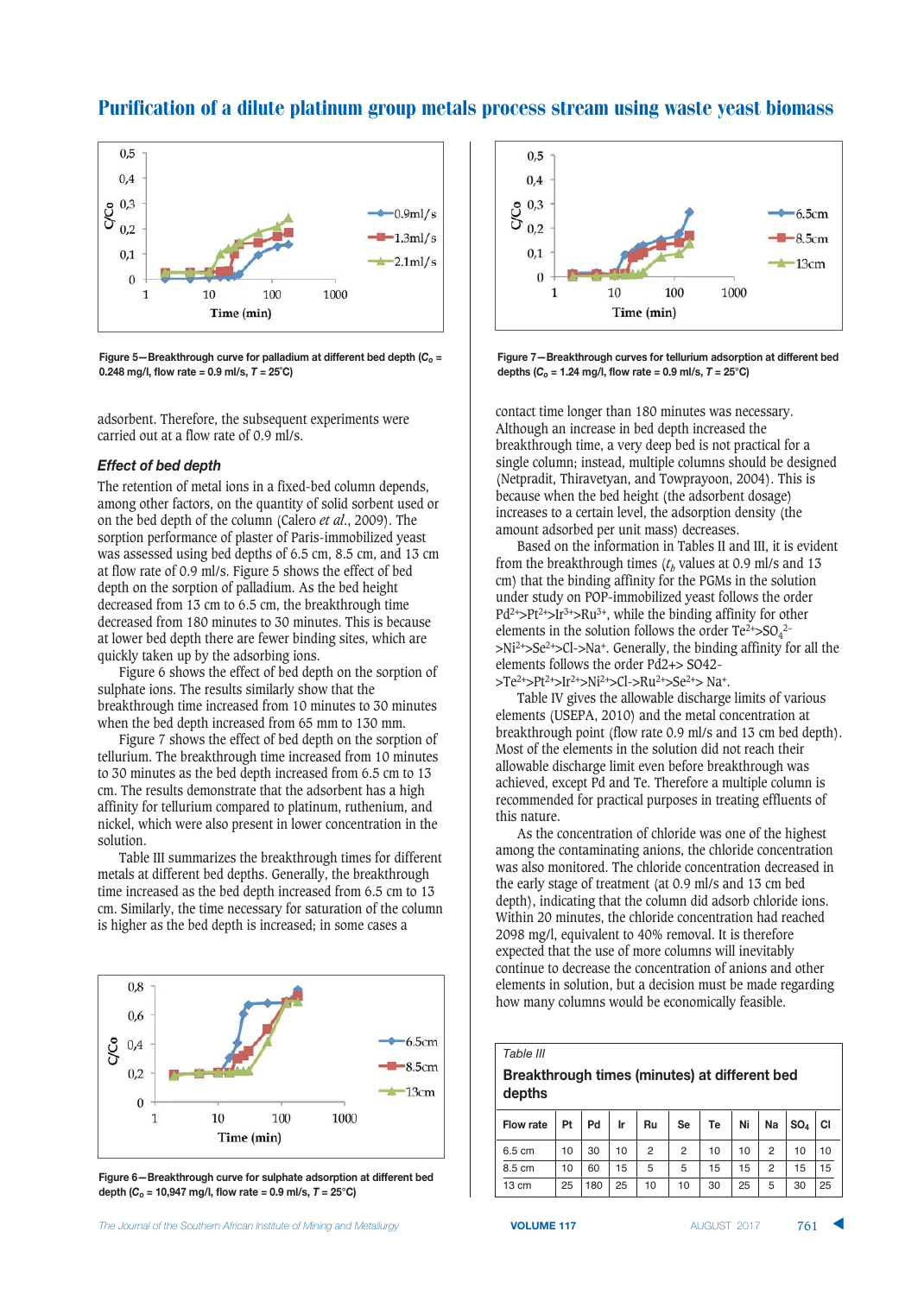Figure 5—Breakthrough curve for palladium at different bed depth ($C_o$ = 0.248 mg/l, flow rate = 0.9 ml/s, $T$ = 25°C)

Figure 7—Breakthrough curves for tellurium adsorption at different bed depths ($C_o$ = 1.24 mg/l, flow rate = 0.9 ml/s, $T$ = 25°C)

adsorbent. Therefore, the subsequent experiments were carried out at a flow rate of 0.9 ml/s.

### *Effect of bed depth*

The retention of metal ions in a fixed-bed column depends, among other factors, on the quantity of solid sorbent used or on the bed depth of the column (Calero *et al*., 2009). The sorption performance of plaster of Paris-immobilized yeast was assessed using bed depths of 6.5 cm, 8.5 cm, and 13 cm at flow rate of 0.9 ml/s. Figure 5 shows the effect of bed depth on the sorption of palladium. As the bed height decreased from 13 cm to 6.5 cm, the breakthrough time decreased from 180 minutes to 30 minutes. This is because at lower bed depth there are fewer binding sites, which are quickly taken up by the adsorbing ions.

Figure 6 shows the effect of bed depth on the sorption of sulphate ions. The results similarly show that the breakthrough time increased from 10 minutes to 30 minutes when the bed depth increased from 65 mm to 130 mm.

Figure 7 shows the effect of bed depth on the sorption of tellurium. The breakthrough time increased from 10 minutes to 30 minutes as the bed depth increased from 6.5 cm to 13 cm. The results demonstrate that the adsorbent has a high affinity for tellurium compared to platinum, ruthenium, and nickel, which were also present in lower concentration in the solution.

Table III summarizes the breakthrough times for different metals at different bed depths. Generally, the breakthrough time increased as the bed depth increased from 6.5 cm to 13 cm. Similarly, the time necessary for saturation of the column is higher as the bed depth is increased; in some cases a contact time longer than 180 minutes was necessary. Although an increase in bed depth increased the breakthrough time, a very deep bed is not practical for a single column; instead, multiple columns should be designed (Netpradit, Thiravetyan, and Towprayoon, 2004). This is because when the bed height (the adsorbent dosage) increases to a certain level, the adsorption density (the amount adsorbed per unit mass) decreases.

Based on the information in Tables II and III, it is evident from the breakthrough times ($t_b$ values at 0.9 ml/s and 13 cm bed depth) that the binding affinity for the PGMs in the solution under study on POP-immobilized yeast follows the order $Pd^{2+}$>$Pt^{2+}$>$Ir^{3+}$>$Ru^{3+}$, while the binding affinity for other elements in the solution follows the order $Te^{2+}$>$SO_4^{2-}$>$Ni^{2+}$>$Se^{2+}$>Cl->$Na^{+}$. Generally, the binding affinity for all the elements follows the order Pd2+> SO42->$Te^{2+}$>$Pt^{2+}$>$Ir^{2+}$>$Ni^{2+}$>Cl->$Ru^{2+}$>$Se^{2+}$> $Na^{+}$.

Table IV gives the allowable discharge limits of various elements (USEPA, 2010) and the metal concentration at breakthrough point (flow rate 0.9 ml/s and 13 cm bed depth). Most of the elements in the solution did not reach their allowable discharge limit even before breakthrough was achieved, except Pd and Te. Therefore a multiple column is recommended for practical purposes in treating effluents of this nature.

As the concentration of chloride was one of the highest among the contaminating anions, the chloride concentration was also monitored. The chloride concentration decreased in the early stage of treatment (at 0.9 ml/s and 13 cm bed depth), indicating that the column did adsorb chloride ions. Within 20 minutes, the chloride concentration had reached 2098 mg/l, equivalent to 40% removal. It is therefore expected that the use of more columns will inevitably continue to decrease the concentration of anions and other elements in solution, but a decision must be made regarding how many columns would be economically feasible.

Figure 6—Breakthrough curve for sulphate adsorption at different bed depth ($C_o$ = 10,947 mg/l, flow rate = 0.9 ml/s, $T$ = 25°C)

*Table III*

**Breakthrough times (minutes) at different bed depths**

| Flow rate | Pt | Pd | Ir | Ru | Se | Te | Ni | Na | $SO_4$ | Cl |
|---|---|---|---|---|---|---|---|---|---|---|
| 6.5 cm | 10 | 30 | 10 | 2 | 2 | 10 | 10 | 2 | 10 | 10 |
| 8.5 cm | 10 | 60 | 15 | 5 | 5 | 15 | 15 | 2 | 15 | 15 |
| 13 cm | 25 | 180 | 25 | 10 | 10 | 30 | 25 | 5 | 30 | 25 |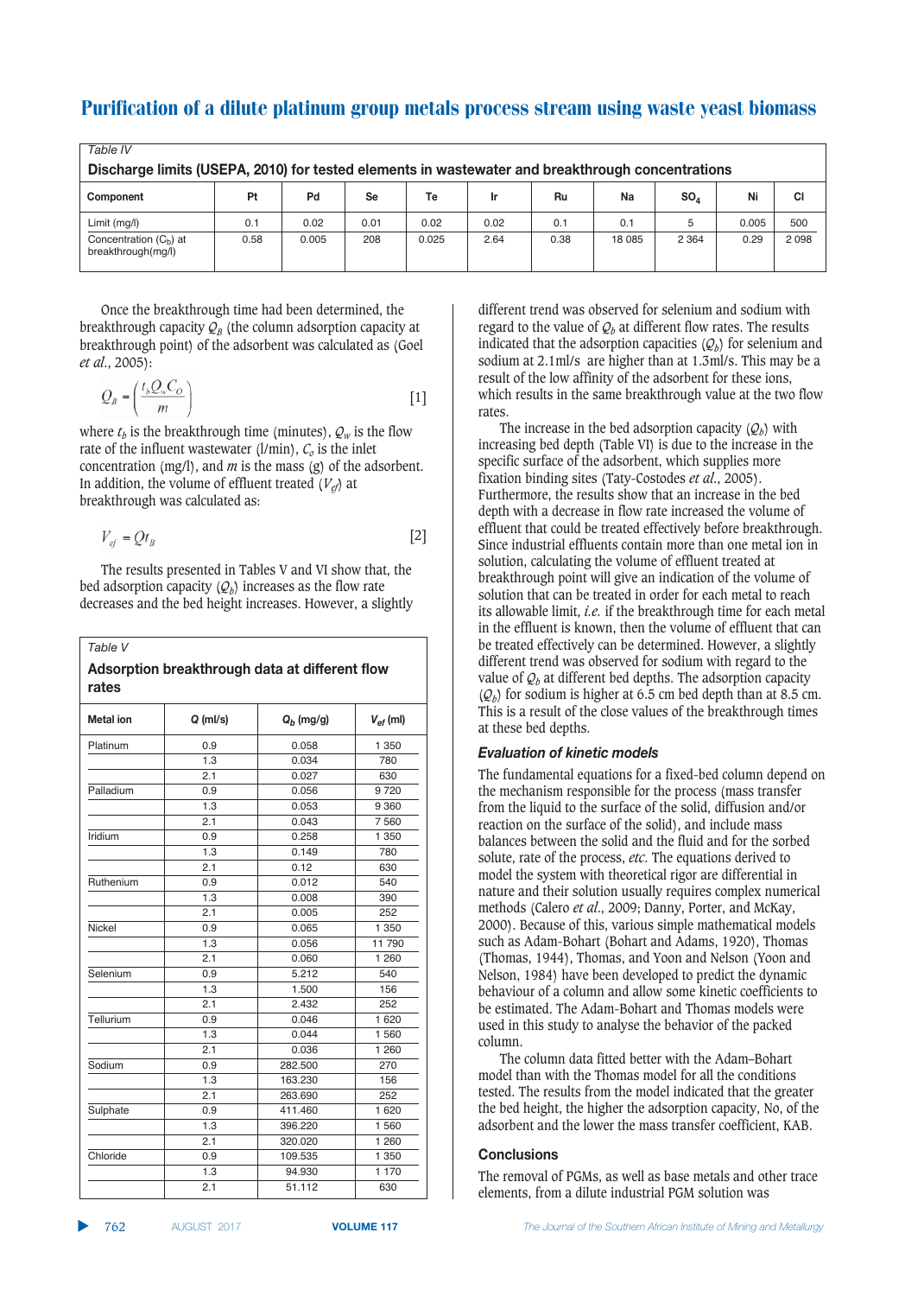Table IV

**Discharge limits (USEPA, 2010) for tested elements in wastewater and breakthrough concentrations**

| Component | Pt | Pd | Se | Te | Ir | Ru | Na | $SO_4$ | Ni | Cl |
|---|---|---|---|---|---|---|---|---|---|---|
| Limit (mg/l) | 0.1 | 0.02 | 0.01 | 0.02 | 0.02 | 0.1 | 0.1 | 5 | 0.005 | 500 |
| Concentration ($C_B$) at breakthrough(mg/l) | 0.58 | 0.005 | 208 | 0.025 | 2.64 | 0.38 | 18 085 | 2 364 | 0.29 | 2 098 |

Once the breakthrough time had been determined, the breakthrough capacity $Q_B$ (the column adsorption capacity at breakthrough point) of the adsorbent was calculated as (Goel *et al.*, 2005):

$$Q_B = \left(\frac{t_b Q_w C_O}{m}\right) \quad [1]$$

where $t_b$ is the breakthrough time (minutes), $Q_w$ is the flow rate of the influent wastewater (l/min), $C_o$ is the inlet concentration (mg/l), and $m$ is the mass (g) of the adsorbent. In addition, the volume of effluent treated ($V_{ef}$) at breakthrough was calculated as:

$$V_{ef} = Qt_B \quad [2]$$

The results presented in Tables V and VI show that, the bed adsorption capacity ($Q_b$) increases as the flow rate decreases and the bed height increases. However, a slightly different trend was observed for selenium and sodium with regard to the value of $Q_b$ at different flow rates. The results indicated that the adsorption capacities ($Q_b$) for selenium and sodium at 2.1ml/s are higher than at 1.3ml/s. This may be a result of the low affinity of the adsorbent for these ions, which results in the same breakthrough value at the two flow rates.

Table V

**Adsorption breakthrough data at different flow rates**

| Metal ion | Q (ml/s) | $Q_b$ (mg/g) | $V_{ef}$ (ml) |
|---|---|---|---|
| Platinum | 0.9 | 0.058 | 1 350 |
| | 1.3 | 0.034 | 780 |
| | 2.1 | 0.027 | 630 |
| Palladium | 0.9 | 0.056 | 9 720 |
| | 1.3 | 0.053 | 9 360 |
| | 2.1 | 0.043 | 7 560 |
| Iridium | 0.9 | 0.258 | 1 350 |
| | 1.3 | 0.149 | 780 |
| | 2.1 | 0.12 | 630 |
| Ruthenium | 0.9 | 0.012 | 540 |
| | 1.3 | 0.008 | 390 |
| | 2.1 | 0.005 | 252 |
| Nickel | 0.9 | 0.065 | 1 350 |
| | 1.3 | 0.056 | 11 790 |
| | 2.1 | 0.060 | 1 260 |
| Selenium | 0.9 | 5.212 | 540 |
| | 1.3 | 1.500 | 156 |
| | 2.1 | 2.432 | 252 |
| Tellurium | 0.9 | 0.046 | 1 620 |
| | 1.3 | 0.044 | 1 560 |
| | 2.1 | 0.036 | 1 260 |
| Sodium | 0.9 | 282.500 | 270 |
| | 1.3 | 163.230 | 156 |
| | 2.1 | 263.690 | 252 |
| Sulphate | 0.9 | 411.460 | 1 620 |
| | 1.3 | 396.220 | 1 560 |
| | 2.1 | 320.020 | 1 260 |
| Chloride | 0.9 | 109.535 | 1 350 |
| | 1.3 | 94.930 | 1 170 |
| | 2.1 | 51.112 | 630 |

The increase in the bed adsorption capacity ($Q_b$) with increasing bed depth (Table VI) is due to the increase in the specific surface of the adsorbent, which supplies more fixation binding sites (Taty-Costodes *et al.*, 2005). Furthermore, the results show that an increase in the bed depth with a decrease in flow rate increased the volume of effluent that could be treated effectively before breakthrough. Since industrial effluents contain more than one metal ion in solution, calculating the volume of effluent treated at breakthrough point will give an indication of the volume of solution that can be treated in order for each metal to reach its allowable limit, *i.e.* if the breakthrough time for each metal in the effluent is known, then the volume of effluent that can be treated effectively can be determined. However, a slightly different trend was observed for sodium with regard to the value of $Q_b$ at different bed depths. The adsorption capacity ($Q_b$) for sodium is higher at 6.5 cm bed depth than at 8.5 cm. This is a result of the close values of the breakthrough times at these bed depths.

### Evaluation of kinetic models

The fundamental equations for a fixed-bed column depend on the mechanism responsible for the process (mass transfer from the liquid to the surface of the solid, diffusion and/or reaction on the surface of the solid), and include mass balances between the solid and the fluid and for the sorbed solute, rate of the process, *etc.* The equations derived to model the system with theoretical rigor are differential in nature and their solution usually requires complex numerical methods (Calero *et al.*, 2009; Danny, Porter, and McKay, 2000). Because of this, various simple mathematical models such as Adam-Bohart (Bohart and Adams, 1920), Thomas (Thomas, 1944), Thomas, and Yoon and Nelson (Yoon and Nelson, 1984) have been developed to predict the dynamic behaviour of a column and allow some kinetic coefficients to be estimated. The Adam-Bohart and Thomas models were used in this study to analyse the behavior of the packed column.

The column data fitted better with the Adam–Bohart model than with the Thomas model for all the conditions tested. The results from the model indicated that the greater the bed height, the higher the adsorption capacity, No, of the adsorbent and the lower the mass transfer coefficient, KAB.

## Conclusions

The removal of PGMs, as well as base metals and other trace elements, from a dilute industrial PGM solution was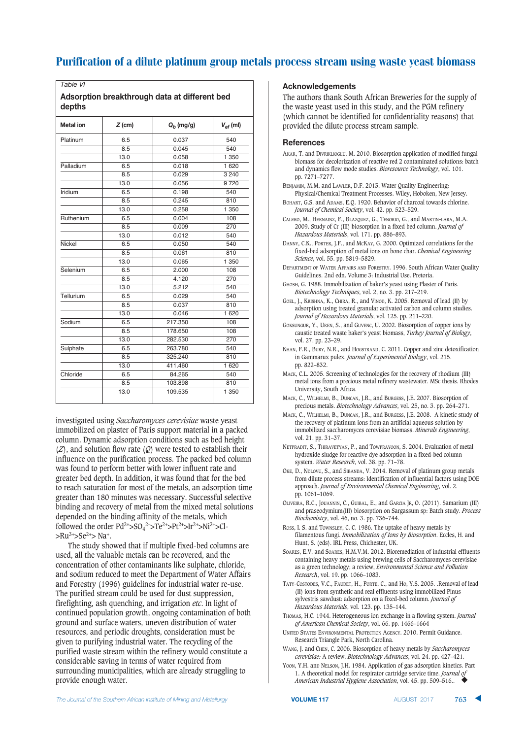Table VI

**Adsorption breakthrough data at different bed depths**

| Metal ion | $Z$ (cm) | $Q_b$ (mg/g) | $V_{ef}$ (ml) |
|---|---|---|---|
| Platinum | 6.5 | 0.037 | 540 |
| | 8.5 | 0.045 | 540 |
| | 13.0 | 0.058 | 1 350 |
| Palladium | 6.5 | 0.018 | 1 620 |
| | 8.5 | 0.029 | 3 240 |
| | 13.0 | 0.056 | 9 720 |
| Iridium | 6.5 | 0.198 | 540 |
| | 8.5 | 0.245 | 810 |
| | 13.0 | 0.258 | 1 350 |
| Ruthenium | 6.5 | 0.004 | 108 |
| | 8.5 | 0.009 | 270 |
| | 13.0 | 0.012 | 540 |
| Nickel | 6.5 | 0.050 | 540 |
| | 8.5 | 0.061 | 810 |
| | 13.0 | 0.065 | 1 350 |
| Selenium | 6.5 | 2.000 | 108 |
| | 8.5 | 4.120 | 270 |
| | 13.0 | 5.212 | 540 |
| Tellurium | 6.5 | 0.029 | 540 |
| | 8.5 | 0.037 | 810 |
| | 13.0 | 0.046 | 1 620 |
| Sodium | 6.5 | 217.350 | 108 |
| | 8.5 | 178.650 | 108 |
| | 13.0 | 282.530 | 270 |
| Sulphate | 6.5 | 263.780 | 540 |
| | 8.5 | 325.240 | 810 |
| | 13.0 | 411.460 | 1 620 |
| Chloride | 6.5 | 84.265 | 540 |
| | 8.5 | 103.898 | 810 |
| | 13.0 | 109.535 | 1 350 |

investigated using *Saccharomyces cerevisiae* waste yeast immobilized on plaster of Paris support material in a packed column. Dynamic adsorption conditions such as bed height ($Z$), and solution flow rate ($Q$) were tested to establish their influence on the purification process. The packed bed column was found to perform better with lower influent rate and greater bed depth. In addition, it was found that for the bed to reach saturation for most of the metals, an adsorption time greater than 180 minutes was necessary. Successful selective binding and recovery of metal from the mixed metal solutions depended on the binding affinity of the metals, which followed the order $Pd^{2+}$>$SO_4^{2-}$>$Te^{2+}$>$Pt^{2+}$>$Ir^{2+}$>$Ni^{2+}$>Cl->$Ru^{3+}$>$Se^{2+}$> $Na^{+}$.

The study showed that if multiple fixed-bed columns are used, all the valuable metals can be recovered, and the concentration of other contaminants like sulphate, chloride, and sodium reduced to meet the Department of Water Affairs and Forestry (1996) guidelines for industrial water re-use. The purified stream could be used for dust suppression, firefighting, ash quenching, and irrigation *etc.* In light of continued population growth, ongoing contamination of both ground and surface waters, uneven distribution of water resources, and periodic droughts, consideration must be given to purifying industrial water. The recycling of the purified waste stream within the refinery would constitute a considerable saving in terms of water required from surrounding municipalities, which are already struggling to provide enough water.

## Acknowledgements

The authors thank South African Breweries for the supply of the waste yeast used in this study, and the PGM refinery (which cannot be identified for confidentiality reasons) that provided the dilute process stream sample.

## References

Akar, T. and Divriklioglu, M. 2010. Biosorption application of modified fungal biomass for decolorization of reactive red 2 contaminated solutions: batch and dynamics flow mode studies. *Bioresource Technology*, vol. 101. pp. 7271–7277.

Benjamin, M.M. and Lawler, D.F. 2013. Water Quality Engineering: Physical/Chemical Treatment Processes. Wiley, Hoboken, New Jersey.

Bohart, G.S. and Adams, E.Q. 1920. Behavior of charcoal towards chlorine. *Journal of Chemical Society*, vol. 42. pp. 523–529.

Calero, M., Hernainz, F., Blazquez, G., Tenorio, G., and Martin-lara, M.A. 2009. Study of Cr (III) biosorption in a fixed bed column. *Journal of Hazardous Materials*, vol. 171. pp. 886–893.

Danny, C.K., Porter, J.F., and McKay, G. 2000. Optimized correlations for the fixed-bed adsorption of metal ions on bone char. *Chemical Engineering Science*, vol. 55. pp. 5819–5829.

Department of Water Affairs and Forestry. 1996. South African Water Quality Guidelines. 2nd edn. Volume 3: Industrial Use. Pretoria.

Ghosh, G. 1988. Immobilization of baker's yeast using Plaster of Paris. *Biotechnology Techniques*, vol. 2, no. 3. pp. 217–219.

Goel, J., Krishna, K., Chira, R., and Vinod, K. 2005. Removal of lead (II) by adsorption using treated granular activated carbon and column studies. *Journal of Hazardous Materials*, vol. 125. pp. 211–220.

Goksungur, Y., Uren, S., and Guvenc, U. 2002. Biosorption of copper ions by caustic treated waste baker's yeast biomass, *Turkey Journal of Biology*, vol. 27. pp. 23–29.

Khan, F.R., Bury, N.R., and Hogstrand, C. 2011. Copper and zinc detoxification in Gammarux pulex. *Journal of Experimental Biology*, vol. 215. pp. 822–832.

Mack, C.L. 2005. Screening of technologies for the recovery of rhodium (III) metal ions from a precious metal refinery wastewater. MSc thesis. Rhodes University, South Africa.

Mack, C., Wilhelmi, B., Duncan, J.R., and Burgess, J.E. 2007. Biosorption of precious metals. *Biotechnology Advances*, vol. 25, no. 3. pp. 264–271.

Mack, C., Wilhelmi, B., Duncan, J.R., and Burgess, J.E. 2008. A kinetic study of the recovery of platinum ions from an artificial aqueous solution by immobilized saccharomyces cerevisiae biomass. *Minerals Engineering*, vol. 21. pp. 31–37.

Netpradit, S., Thiravetyan, P., and Towprayoon, S. 2004. Evaluation of metal hydroxide sludge for reactive dye adsorption in a fixed-bed column system. *Water Research*, vol. 38. pp. 71–78.

Oke, D., Ndlovu, S., and Sibanda, V. 2014. Removal of platinum group metals from dilute process streams: Identification of influential factors using DOE approach. *Journal of Environmental Chemical Engineering*, vol. 2. pp. 1061–1069.

Oliveira, R.C., Jouannin, C., Guibal, E., and Garcia Jr, O. (2011). Samarium (III) and praseodymium(III) biosorption on Sargassum sp: Batch study. *Process Biochemistry*, vol. 46, no. 3. pp. 736–744.

Ross, I. S. and Townsley, C. C. 1986. The uptake of heavy metals by filamentous fungi. *Immobilization of Ions by Biosorption*. Eccles, H. and Hunt, S. (eds). IRL Press, Chichester, UK.

Soares, E.V. and Soares, H.M.V.M. 2012. Bioremediation of industrial effluents containing heavy metals using brewing cells of Saccharomyces cerevisiae as a green technology; a review, *Environmental Science and Pollution Research*, vol. 19. pp. 1066–1083.

Taty-Costodes, V.C., Faudet, H., Porte, C., and Ho, Y.S. 2005. .Removal of lead (II) ions from synthetic and real effluents using immobilized Pinus sylvestris sawdust: adsorption on a fixed-bed column. *Journal of Hazardous Materials*, vol. 123. pp. 135–144.

Thomas, H.C. 1944. Heterogeneous ion exchange in a flowing system. *Journal of American Chemical Society*, vol. 66. pp. 1466–1664

United States Environmental Protection Agency. 2010. Permit Guidance. Research Triangle Park, North Carolina.

Wang, J. and Chen, C. 2006. Biosorption of heavy metals by *Saccharomyces cerevisiae:* A review. *Biotechnology Advances*, vol. 24. pp. 427–421.

Yoon, Y.H. and Nelson, J.H. 1984. Application of gas adsorption kinetics. Part 1. A theoretical model for respirator cartridge service time. *Journal of American Industrial Hygiene Association*, vol. 45. pp. 509–516..